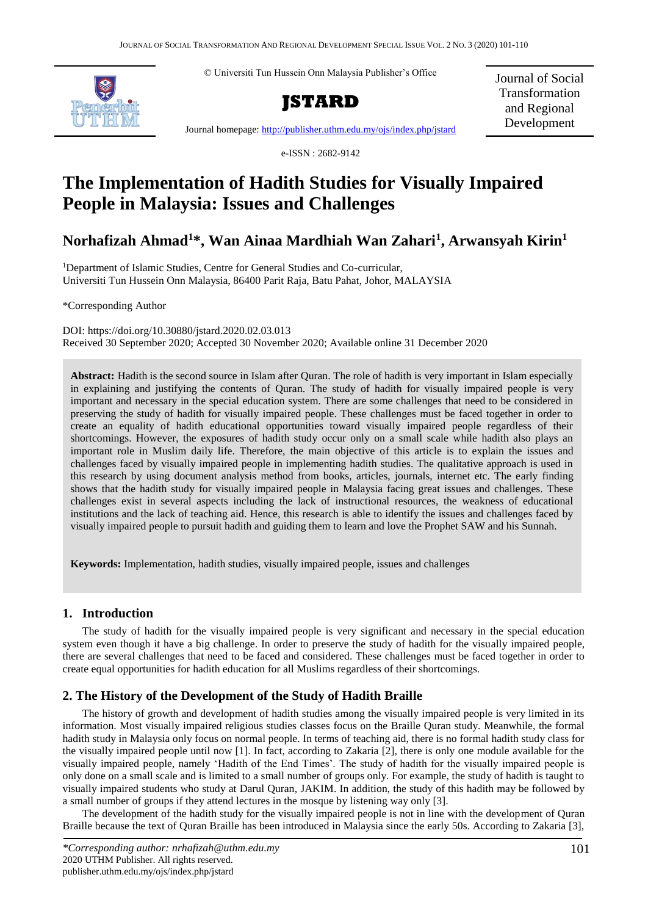© Universiti Tun Hussein Onn Malaysia Publisher's Office

**JSTARD**

Journal homepage: http://publisher.uthm.edu.my/ojs/index.php/jstard

Journal of Social Transformation and Regional Development

e-ISSN : 2682-9142

# The Implementation of Hadith Studies for Visually Impaired People in Malaysia: Issues and Challenges

**Norhafizah Ahmad[1]*, Wan Ainaa Mardhiah Wan Zahari[1], Arwansyah Kirin[1]**

[1]Department of Islamic Studies, Centre for General Studies and Co-curricular, Universiti Tun Hussein Onn Malaysia, 86400 Parit Raja, Batu Pahat, Johor, MALAYSIA

*Corresponding Author

DOI: https://doi.org/10.30880/jstard.2020.02.03.013
Received 30 September 2020; Accepted 30 November 2020; Available online 31 December 2020

**Abstract:** Hadith is the second source in Islam after Quran. The role of hadith is very important in Islam especially in explaining and justifying the contents of Quran. The study of hadith for visually impaired people is very important and necessary in the special education system. There are some challenges that need to be considered in preserving the study of hadith for visually impaired people. These challenges must be faced together in order to create an equality of hadith educational opportunities toward visually impaired people regardless of their shortcomings. However, the exposures of hadith study occur only on a small scale while hadith also plays an important role in Muslim daily life. Therefore, the main objective of this article is to explain the issues and challenges faced by visually impaired people in implementing hadith studies. The qualitative approach is used in this research by using document analysis method from books, articles, journals, internet etc. The early finding shows that the hadith study for visually impaired people in Malaysia facing great issues and challenges. These challenges exist in several aspects including the lack of instructional resources, the weakness of educational institutions and the lack of teaching aid. Hence, this research is able to identify the issues and challenges faced by visually impaired people to pursuit hadith and guiding them to learn and love the Prophet SAW and his Sunnah.

**Keywords:** Implementation, hadith studies, visually impaired people, issues and challenges

## 1. Introduction

The study of hadith for the visually impaired people is very significant and necessary in the special education system even though it have a big challenge. In order to preserve the study of hadith for the visually impaired people, there are several challenges that need to be faced and considered. These challenges must be faced together in order to create equal opportunities for hadith education for all Muslims regardless of their shortcomings.

## 2. The History of the Development of the Study of Hadith Braille

The history of growth and development of hadith studies among the visually impaired people is very limited in its information. Most visually impaired religious studies classes focus on the Braille Quran study. Meanwhile, the formal hadith study in Malaysia only focus on normal people. In terms of teaching aid, there is no formal hadith study class for the visually impaired people until now [1]. In fact, according to Zakaria [2], there is only one module available for the visually impaired people, namely 'Hadith of the End Times'. The study of hadith for the visually impaired people is only done on a small scale and is limited to a small number of groups only. For example, the study of hadith is taught to visually impaired students who study at Darul Quran, JAKIM. In addition, the study of this hadith may be followed by a small number of groups if they attend lectures in the mosque by listening way only [3].

The development of the hadith study for the visually impaired people is not in line with the development of Quran Braille because the text of Quran Braille has been introduced in Malaysia since the early 50s. According to Zakaria [3],

*\*Corresponding author: nrhafizah@uthm.edu.my*
2020 UTHM Publisher. All rights reserved.
publisher.uthm.edu.my/ojs/index.php/jstard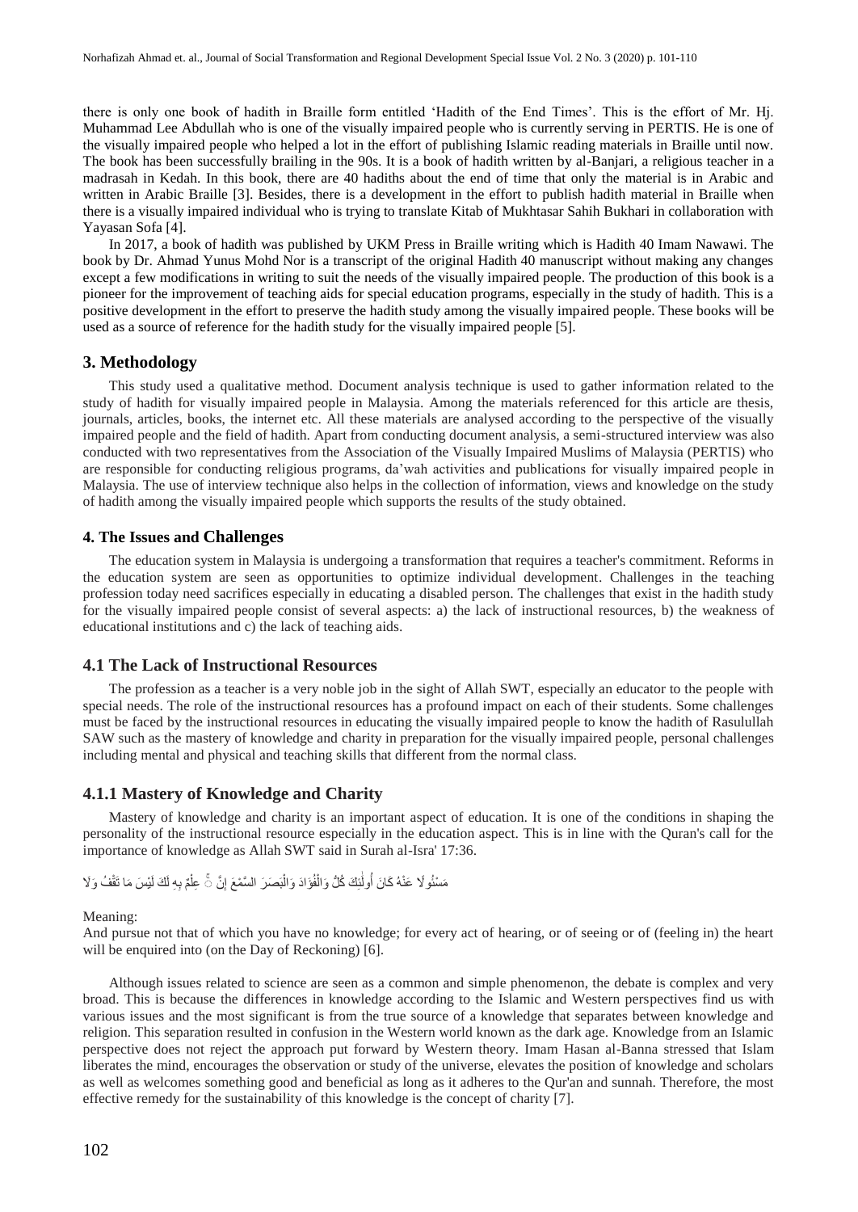there is only one book of hadith in Braille form entitled 'Hadith of the End Times'. This is the effort of Mr. Hj. Muhammad Lee Abdullah who is one of the visually impaired people who is currently serving in PERTIS. He is one of the visually impaired people who helped a lot in the effort of publishing Islamic reading materials in Braille until now. The book has been successfully brailing in the 90s. It is a book of hadith written by al-Banjari, a religious teacher in a madrasah in Kedah. In this book, there are 40 hadiths about the end of time that only the material is in Arabic and written in Arabic Braille [3]. Besides, there is a development in the effort to publish hadith material in Braille when there is a visually impaired individual who is trying to translate Kitab of Mukhtasar Sahih Bukhari in collaboration with Yayasan Sofa [4].

In 2017, a book of hadith was published by UKM Press in Braille writing which is Hadith 40 Imam Nawawi. The book by Dr. Ahmad Yunus Mohd Nor is a transcript of the original Hadith 40 manuscript without making any changes except a few modifications in writing to suit the needs of the visually impaired people. The production of this book is a pioneer for the improvement of teaching aids for special education programs, especially in the study of hadith. This is a positive development in the effort to preserve the hadith study among the visually impaired people. These books will be used as a source of reference for the hadith study for the visually impaired people [5].

## 3. Methodology

This study used a qualitative method. Document analysis technique is used to gather information related to the study of hadith for visually impaired people in Malaysia. Among the materials referenced for this article are thesis, journals, articles, books, the internet etc. All these materials are analysed according to the perspective of the visually impaired people and the field of hadith. Apart from conducting document analysis, a semi-structured interview was also conducted with two representatives from the Association of the Visually Impaired Muslims of Malaysia (PERTIS) who are responsible for conducting religious programs, da'wah activities and publications for visually impaired people in Malaysia. The use of interview technique also helps in the collection of information, views and knowledge on the study of hadith among the visually impaired people which supports the results of the study obtained.

## 4. The Issues and Challenges

The education system in Malaysia is undergoing a transformation that requires a teacher's commitment. Reforms in the education system are seen as opportunities to optimize individual development. Challenges in the teaching profession today need sacrifices especially in educating a disabled person. The challenges that exist in the hadith study for the visually impaired people consist of several aspects: a) the lack of instructional resources, b) the weakness of educational institutions and c) the lack of teaching aids.

### 4.1 The Lack of Instructional Resources

The profession as a teacher is a very noble job in the sight of Allah SWT, especially an educator to the people with special needs. The role of the instructional resources has a profound impact on each of their students. Some challenges must be faced by the instructional resources in educating the visually impaired people to know the hadith of Rasulullah SAW such as the mastery of knowledge and charity in preparation for the visually impaired people, personal challenges including mental and physical and teaching skills that different from the normal class.

### 4.1.1 Mastery of Knowledge and Charity

Mastery of knowledge and charity is an important aspect of education. It is one of the conditions in shaping the personality of the instructional resource especially in the education aspect. This is in line with the Quran's call for the importance of knowledge as Allah SWT said in Surah al-Isra' 17:36.

وَلَا تَقْفُ مَا لَيْسَ لَكَ بِهِ عِلْمٌ ۚ إِنَّ السَّمْعَ وَالْبَصَرَ وَالْفُؤَادَ كُلُّ أُولَٰئِكَ كَانَ عَنْهُ مَسْئُولًا

Meaning:
And pursue not that of which you have no knowledge; for every act of hearing, or of seeing or of (feeling in) the heart will be enquired into (on the Day of Reckoning) [6].

Although issues related to science are seen as a common and simple phenomenon, the debate is complex and very broad. This is because the differences in knowledge according to the Islamic and Western perspectives find us with various issues and the most significant is from the true source of a knowledge that separates between knowledge and religion. This separation resulted in confusion in the Western world known as the dark age. Knowledge from an Islamic perspective does not reject the approach put forward by Western theory. Imam Hasan al-Banna stressed that Islam liberates the mind, encourages the observation or study of the universe, elevates the position of knowledge and scholars as well as welcomes something good and beneficial as long as it adheres to the Qur'an and sunnah. Therefore, the most effective remedy for the sustainability of this knowledge is the concept of charity [7].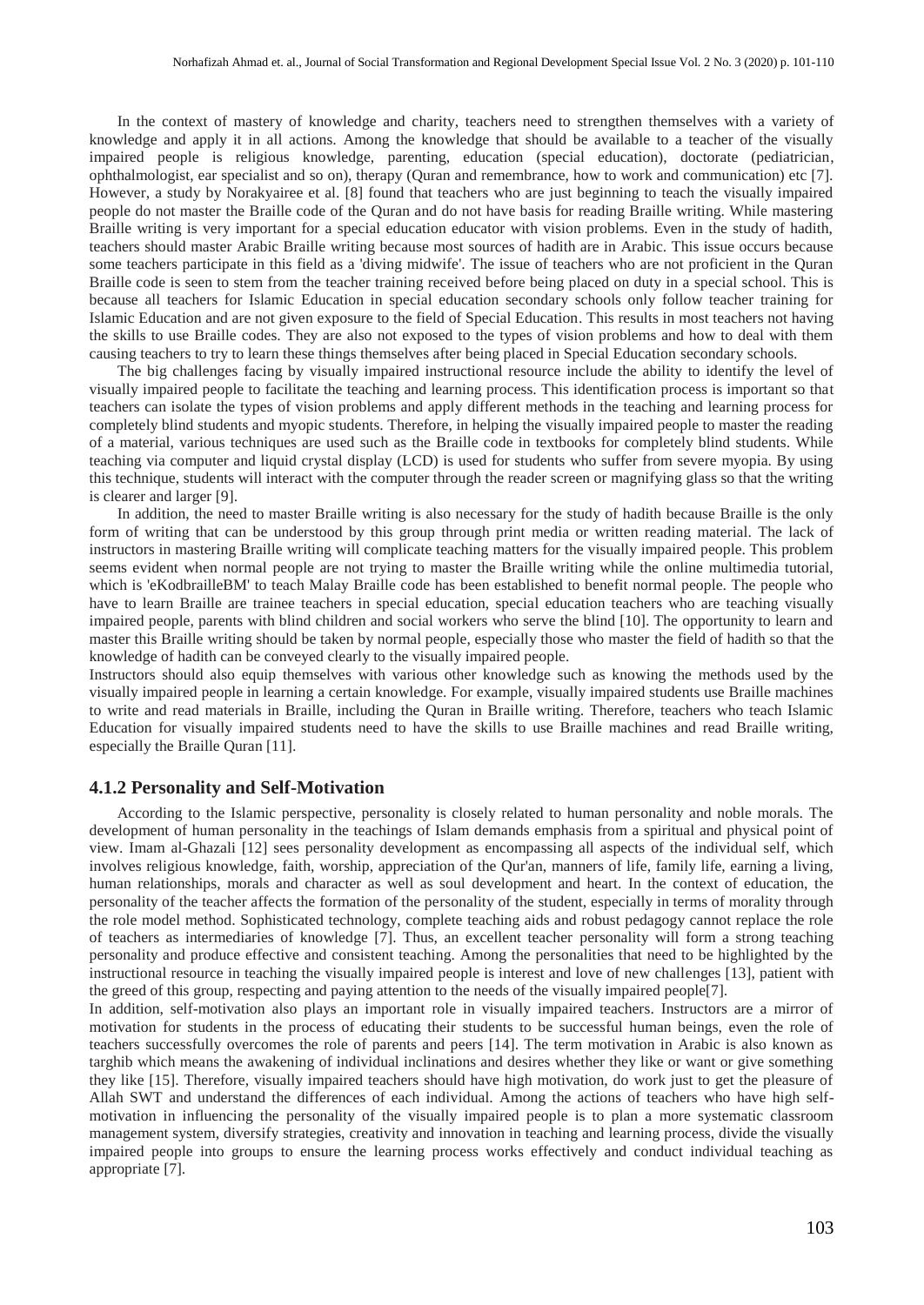In the context of mastery of knowledge and charity, teachers need to strengthen themselves with a variety of knowledge and apply it in all actions. Among the knowledge that should be available to a teacher of the visually impaired people is religious knowledge, parenting, education (special education), doctorate (pediatrician, ophthalmologist, ear specialist and so on), therapy (Quran and remembrance, how to work and communication) etc [7]. However, a study by Norakyairee et al. [8] found that teachers who are just beginning to teach the visually impaired people do not master the Braille code of the Quran and do not have basis for reading Braille writing. While mastering Braille writing is very important for a special education educator with vision problems. Even in the study of hadith, teachers should master Arabic Braille writing because most sources of hadith are in Arabic. This issue occurs because some teachers participate in this field as a 'diving midwife'. The issue of teachers who are not proficient in the Quran Braille code is seen to stem from the teacher training received before being placed on duty in a special school. This is because all teachers for Islamic Education in special education secondary schools only follow teacher training for Islamic Education and are not given exposure to the field of Special Education. This results in most teachers not having the skills to use Braille codes. They are also not exposed to the types of vision problems and how to deal with them causing teachers to try to learn these things themselves after being placed in Special Education secondary schools.

The big challenges facing by visually impaired instructional resource include the ability to identify the level of visually impaired people to facilitate the teaching and learning process. This identification process is important so that teachers can isolate the types of vision problems and apply different methods in the teaching and learning process for completely blind students and myopic students. Therefore, in helping the visually impaired people to master the reading of a material, various techniques are used such as the Braille code in textbooks for completely blind students. While teaching via computer and liquid crystal display (LCD) is used for students who suffer from severe myopia. By using this technique, students will interact with the computer through the reader screen or magnifying glass so that the writing is clearer and larger [9].

In addition, the need to master Braille writing is also necessary for the study of hadith because Braille is the only form of writing that can be understood by this group through print media or written reading material. The lack of instructors in mastering Braille writing will complicate teaching matters for the visually impaired people. This problem seems evident when normal people are not trying to master the Braille writing while the online multimedia tutorial, which is 'eKodbrailleBM' to teach Malay Braille code has been established to benefit normal people. The people who have to learn Braille are trainee teachers in special education, special education teachers who are teaching visually impaired people, parents with blind children and social workers who serve the blind [10]. The opportunity to learn and master this Braille writing should be taken by normal people, especially those who master the field of hadith so that the knowledge of hadith can be conveyed clearly to the visually impaired people.

Instructors should also equip themselves with various other knowledge such as knowing the methods used by the visually impaired people in learning a certain knowledge. For example, visually impaired students use Braille machines to write and read materials in Braille, including the Quran in Braille writing. Therefore, teachers who teach Islamic Education for visually impaired students need to have the skills to use Braille machines and read Braille writing, especially the Braille Quran [11].

### 4.1.2 Personality and Self-Motivation

According to the Islamic perspective, personality is closely related to human personality and noble morals. The development of human personality in the teachings of Islam demands emphasis from a spiritual and physical point of view. Imam al-Ghazali [12] sees personality development as encompassing all aspects of the individual self, which involves religious knowledge, faith, worship, appreciation of the Qur'an, manners of life, family life, earning a living, human relationships, morals and character as well as soul development and heart. In the context of education, the personality of the teacher affects the formation of the personality of the student, especially in terms of morality through the role model method. Sophisticated technology, complete teaching aids and robust pedagogy cannot replace the role of teachers as intermediaries of knowledge [7]. Thus, an excellent teacher personality will form a strong teaching personality and produce effective and consistent teaching. Among the personalities that need to be highlighted by the instructional resource in teaching the visually impaired people is interest and love of new challenges [13], patient with the greed of this group, respecting and paying attention to the needs of the visually impaired people[7].

In addition, self-motivation also plays an important role in visually impaired teachers. Instructors are a mirror of motivation for students in the process of educating their students to be successful human beings, even the role of teachers successfully overcomes the role of parents and peers [14]. The term motivation in Arabic is also known as targhib which means the awakening of individual inclinations and desires whether they like or want or give something they like [15]. Therefore, visually impaired teachers should have high motivation, do work just to get the pleasure of Allah SWT and understand the differences of each individual. Among the actions of teachers who have high self-motivation in influencing the personality of the visually impaired people is to plan a more systematic classroom management system, diversify strategies, creativity and innovation in teaching and learning process, divide the visually impaired people into groups to ensure the learning process works effectively and conduct individual teaching as appropriate [7].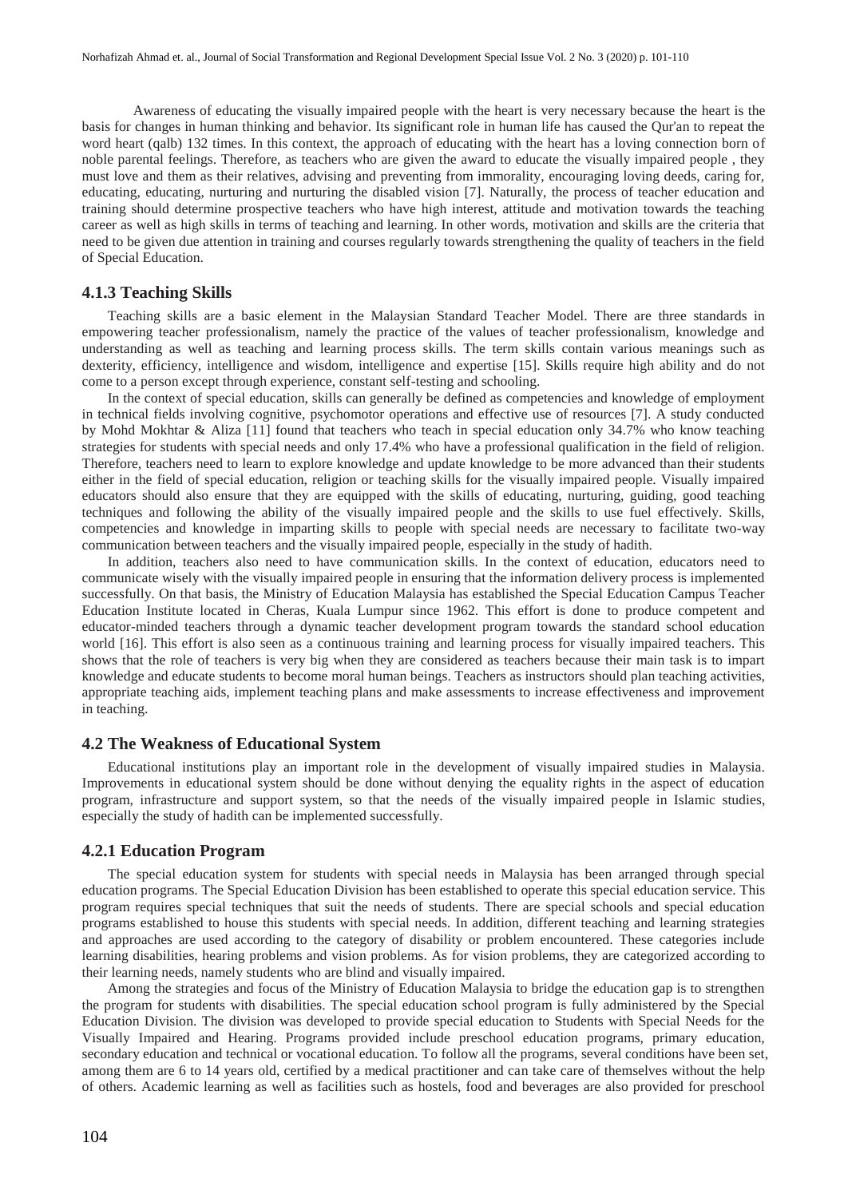Awareness of educating the visually impaired people with the heart is very necessary because the heart is the basis for changes in human thinking and behavior. Its significant role in human life has caused the Qur'an to repeat the word heart (qalb) 132 times. In this context, the approach of educating with the heart has a loving connection born of noble parental feelings. Therefore, as teachers who are given the award to educate the visually impaired people , they must love and them as their relatives, advising and preventing from immorality, encouraging loving deeds, caring for, educating, educating, nurturing and nurturing the disabled vision [7]. Naturally, the process of teacher education and training should determine prospective teachers who have high interest, attitude and motivation towards the teaching career as well as high skills in terms of teaching and learning. In other words, motivation and skills are the criteria that need to be given due attention in training and courses regularly towards strengthening the quality of teachers in the field of Special Education.

### 4.1.3 Teaching Skills

Teaching skills are a basic element in the Malaysian Standard Teacher Model. There are three standards in empowering teacher professionalism, namely the practice of the values of teacher professionalism, knowledge and understanding as well as teaching and learning process skills. The term skills contain various meanings such as dexterity, efficiency, intelligence and wisdom, intelligence and expertise [15]. Skills require high ability and do not come to a person except through experience, constant self-testing and schooling.

In the context of special education, skills can generally be defined as competencies and knowledge of employment in technical fields involving cognitive, psychomotor operations and effective use of resources [7]. A study conducted by Mohd Mokhtar & Aliza [11] found that teachers who teach in special education only 34.7% who know teaching strategies for students with special needs and only 17.4% who have a professional qualification in the field of religion. Therefore, teachers need to learn to explore knowledge and update knowledge to be more advanced than their students either in the field of special education, religion or teaching skills for the visually impaired people. Visually impaired educators should also ensure that they are equipped with the skills of educating, nurturing, guiding, good teaching techniques and following the ability of the visually impaired people and the skills to use fuel effectively. Skills, competencies and knowledge in imparting skills to people with special needs are necessary to facilitate two-way communication between teachers and the visually impaired people, especially in the study of hadith.

In addition, teachers also need to have communication skills. In the context of education, educators need to communicate wisely with the visually impaired people in ensuring that the information delivery process is implemented successfully. On that basis, the Ministry of Education Malaysia has established the Special Education Campus Teacher Education Institute located in Cheras, Kuala Lumpur since 1962. This effort is done to produce competent and educator-minded teachers through a dynamic teacher development program towards the standard school education world [16]. This effort is also seen as a continuous training and learning process for visually impaired teachers. This shows that the role of teachers is very big when they are considered as teachers because their main task is to impart knowledge and educate students to become moral human beings. Teachers as instructors should plan teaching activities, appropriate teaching aids, implement teaching plans and make assessments to increase effectiveness and improvement in teaching.

## 4.2 The Weakness of Educational System

Educational institutions play an important role in the development of visually impaired studies in Malaysia. Improvements in educational system should be done without denying the equality rights in the aspect of education program, infrastructure and support system, so that the needs of the visually impaired people in Islamic studies, especially the study of hadith can be implemented successfully.

### 4.2.1 Education Program

The special education system for students with special needs in Malaysia has been arranged through special education programs. The Special Education Division has been established to operate this special education service. This program requires special techniques that suit the needs of students. There are special schools and special education programs established to house this students with special needs. In addition, different teaching and learning strategies and approaches are used according to the category of disability or problem encountered. These categories include learning disabilities, hearing problems and vision problems. As for vision problems, they are categorized according to their learning needs, namely students who are blind and visually impaired.

Among the strategies and focus of the Ministry of Education Malaysia to bridge the education gap is to strengthen the program for students with disabilities. The special education school program is fully administered by the Special Education Division. The division was developed to provide special education to Students with Special Needs for the Visually Impaired and Hearing. Programs provided include preschool education programs, primary education, secondary education and technical or vocational education. To follow all the programs, several conditions have been set, among them are 6 to 14 years old, certified by a medical practitioner and can take care of themselves without the help of others. Academic learning as well as facilities such as hostels, food and beverages are also provided for preschool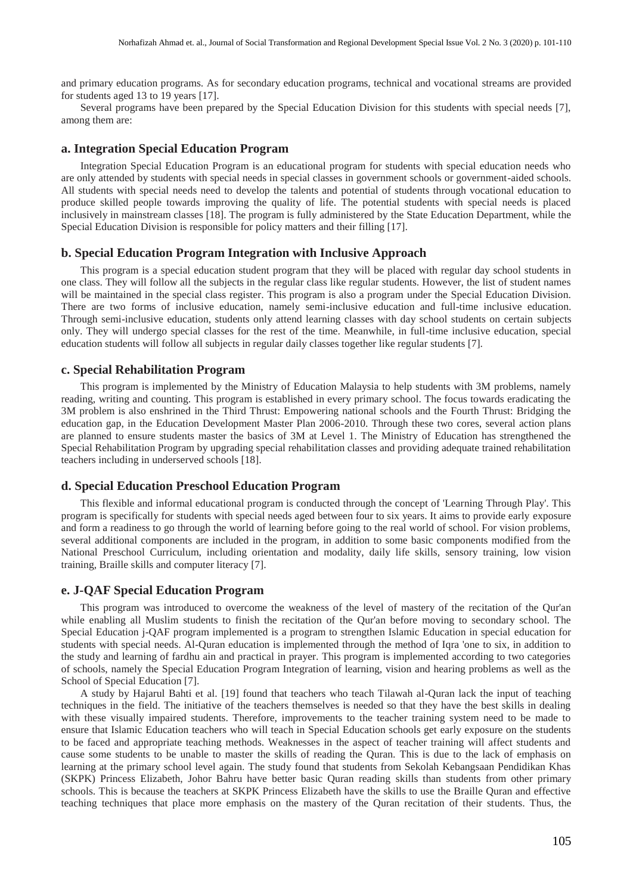and primary education programs. As for secondary education programs, technical and vocational streams are provided for students aged 13 to 19 years [17].

Several programs have been prepared by the Special Education Division for this students with special needs [7], among them are:

### a. Integration Special Education Program

Integration Special Education Program is an educational program for students with special education needs who are only attended by students with special needs in special classes in government schools or government-aided schools. All students with special needs need to develop the talents and potential of students through vocational education to produce skilled people towards improving the quality of life. The potential students with special needs is placed inclusively in mainstream classes [18]. The program is fully administered by the State Education Department, while the Special Education Division is responsible for policy matters and their filling [17].

### b. Special Education Program Integration with Inclusive Approach

This program is a special education student program that they will be placed with regular day school students in one class. They will follow all the subjects in the regular class like regular students. However, the list of student names will be maintained in the special class register. This program is also a program under the Special Education Division. There are two forms of inclusive education, namely semi-inclusive education and full-time inclusive education. Through semi-inclusive education, students only attend learning classes with day school students on certain subjects only. They will undergo special classes for the rest of the time. Meanwhile, in full-time inclusive education, special education students will follow all subjects in regular daily classes together like regular students [7].

### c. Special Rehabilitation Program

This program is implemented by the Ministry of Education Malaysia to help students with 3M problems, namely reading, writing and counting. This program is established in every primary school. The focus towards eradicating the 3M problem is also enshrined in the Third Thrust: Empowering national schools and the Fourth Thrust: Bridging the education gap, in the Education Development Master Plan 2006-2010. Through these two cores, several action plans are planned to ensure students master the basics of 3M at Level 1. The Ministry of Education has strengthened the Special Rehabilitation Program by upgrading special rehabilitation classes and providing adequate trained rehabilitation teachers including in underserved schools [18].

### d. Special Education Preschool Education Program

This flexible and informal educational program is conducted through the concept of 'Learning Through Play'. This program is specifically for students with special needs aged between four to six years. It aims to provide early exposure and form a readiness to go through the world of learning before going to the real world of school. For vision problems, several additional components are included in the program, in addition to some basic components modified from the National Preschool Curriculum, including orientation and modality, daily life skills, sensory training, low vision training, Braille skills and computer literacy [7].

### e. J-QAF Special Education Program

This program was introduced to overcome the weakness of the level of mastery of the recitation of the Qur'an while enabling all Muslim students to finish the recitation of the Qur'an before moving to secondary school. The Special Education j-QAF program implemented is a program to strengthen Islamic Education in special education for students with special needs. Al-Quran education is implemented through the method of Iqra 'one to six, in addition to the study and learning of fardhu ain and practical in prayer. This program is implemented according to two categories of schools, namely the Special Education Program Integration of learning, vision and hearing problems as well as the School of Special Education [7].

A study by Hajarul Bahti et al. [19] found that teachers who teach Tilawah al-Quran lack the input of teaching techniques in the field. The initiative of the teachers themselves is needed so that they have the best skills in dealing with these visually impaired students. Therefore, improvements to the teacher training system need to be made to ensure that Islamic Education teachers who will teach in Special Education schools get early exposure on the students to be faced and appropriate teaching methods. Weaknesses in the aspect of teacher training will affect students and cause some students to be unable to master the skills of reading the Quran. This is due to the lack of emphasis on learning at the primary school level again. The study found that students from Sekolah Kebangsaan Pendidikan Khas (SKPK) Princess Elizabeth, Johor Bahru have better basic Quran reading skills than students from other primary schools. This is because the teachers at SKPK Princess Elizabeth have the skills to use the Braille Quran and effective teaching techniques that place more emphasis on the mastery of the Quran recitation of their students. Thus, the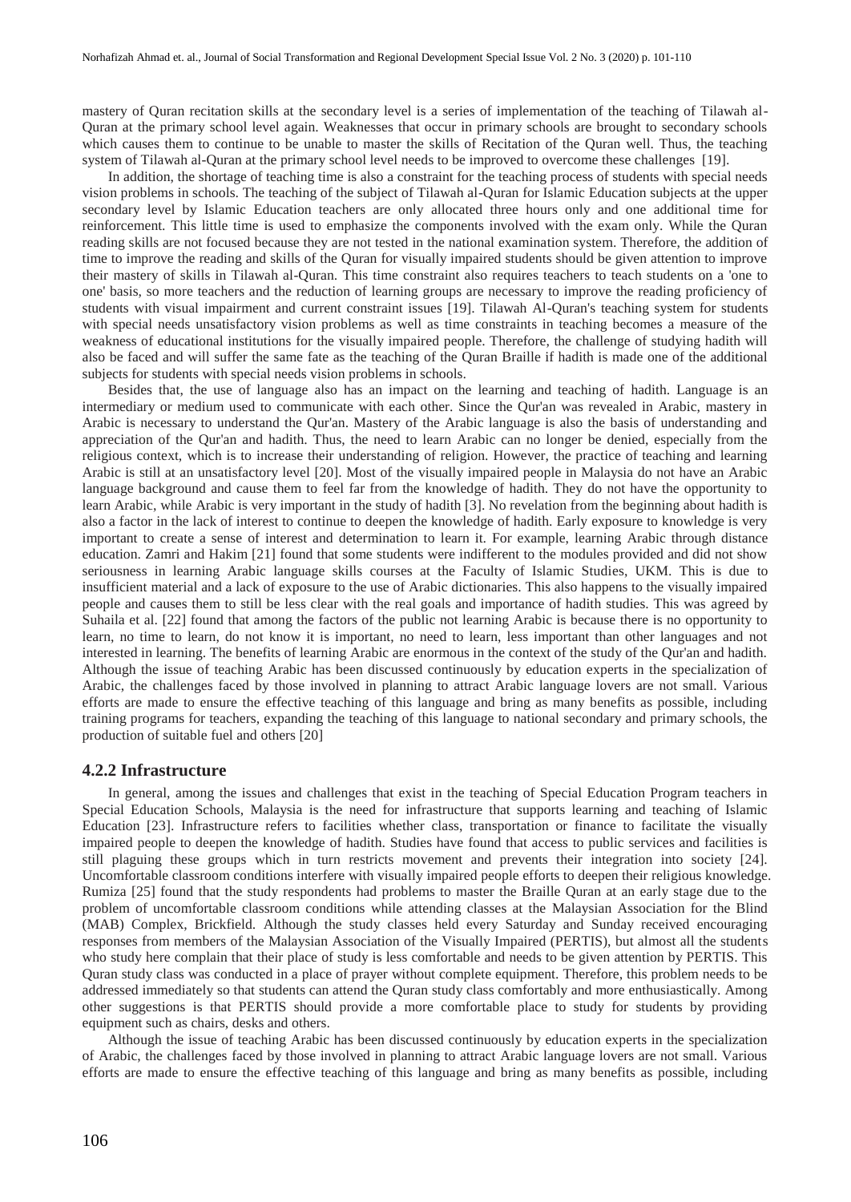mastery of Quran recitation skills at the secondary level is a series of implementation of the teaching of Tilawah al-Quran at the primary school level again. Weaknesses that occur in primary schools are brought to secondary schools which causes them to continue to be unable to master the skills of Recitation of the Quran well. Thus, the teaching system of Tilawah al-Quran at the primary school level needs to be improved to overcome these challenges [19].

In addition, the shortage of teaching time is also a constraint for the teaching process of students with special needs vision problems in schools. The teaching of the subject of Tilawah al-Quran for Islamic Education subjects at the upper secondary level by Islamic Education teachers are only allocated three hours only and one additional time for reinforcement. This little time is used to emphasize the components involved with the exam only. While the Quran reading skills are not focused because they are not tested in the national examination system. Therefore, the addition of time to improve the reading and skills of the Quran for visually impaired students should be given attention to improve their mastery of skills in Tilawah al-Quran. This time constraint also requires teachers to teach students on a 'one to one' basis, so more teachers and the reduction of learning groups are necessary to improve the reading proficiency of students with visual impairment and current constraint issues [19]. Tilawah Al-Quran's teaching system for students with special needs unsatisfactory vision problems as well as time constraints in teaching becomes a measure of the weakness of educational institutions for the visually impaired people. Therefore, the challenge of studying hadith will also be faced and will suffer the same fate as the teaching of the Quran Braille if hadith is made one of the additional subjects for students with special needs vision problems in schools.

Besides that, the use of language also has an impact on the learning and teaching of hadith. Language is an intermediary or medium used to communicate with each other. Since the Qur'an was revealed in Arabic, mastery in Arabic is necessary to understand the Qur'an. Mastery of the Arabic language is also the basis of understanding and appreciation of the Qur'an and hadith. Thus, the need to learn Arabic can no longer be denied, especially from the religious context, which is to increase their understanding of religion. However, the practice of teaching and learning Arabic is still at an unsatisfactory level [20]. Most of the visually impaired people in Malaysia do not have an Arabic language background and cause them to feel far from the knowledge of hadith. They do not have the opportunity to learn Arabic, while Arabic is very important in the study of hadith [3]. No revelation from the beginning about hadith is also a factor in the lack of interest to continue to deepen the knowledge of hadith. Early exposure to knowledge is very important to create a sense of interest and determination to learn it. For example, learning Arabic through distance education. Zamri and Hakim [21] found that some students were indifferent to the modules provided and did not show seriousness in learning Arabic language skills courses at the Faculty of Islamic Studies, UKM. This is due to insufficient material and a lack of exposure to the use of Arabic dictionaries. This also happens to the visually impaired people and causes them to still be less clear with the real goals and importance of hadith studies. This was agreed by Suhaila et al. [22] found that among the factors of the public not learning Arabic is because there is no opportunity to learn, no time to learn, do not know it is important, no need to learn, less important than other languages and not interested in learning. The benefits of learning Arabic are enormous in the context of the study of the Qur'an and hadith. Although the issue of teaching Arabic has been discussed continuously by education experts in the specialization of Arabic, the challenges faced by those involved in planning to attract Arabic language lovers are not small. Various efforts are made to ensure the effective teaching of this language and bring as many benefits as possible, including training programs for teachers, expanding the teaching of this language to national secondary and primary schools, the production of suitable fuel and others [20]

### 4.2.2 Infrastructure

In general, among the issues and challenges that exist in the teaching of Special Education Program teachers in Special Education Schools, Malaysia is the need for infrastructure that supports learning and teaching of Islamic Education [23]. Infrastructure refers to facilities whether class, transportation or finance to facilitate the visually impaired people to deepen the knowledge of hadith. Studies have found that access to public services and facilities is still plaguing these groups which in turn restricts movement and prevents their integration into society [24]. Uncomfortable classroom conditions interfere with visually impaired people efforts to deepen their religious knowledge. Rumiza [25] found that the study respondents had problems to master the Braille Quran at an early stage due to the problem of uncomfortable classroom conditions while attending classes at the Malaysian Association for the Blind (MAB) Complex, Brickfield. Although the study classes held every Saturday and Sunday received encouraging responses from members of the Malaysian Association of the Visually Impaired (PERTIS), but almost all the students who study here complain that their place of study is less comfortable and needs to be given attention by PERTIS. This Quran study class was conducted in a place of prayer without complete equipment. Therefore, this problem needs to be addressed immediately so that students can attend the Quran study class comfortably and more enthusiastically. Among other suggestions is that PERTIS should provide a more comfortable place to study for students by providing equipment such as chairs, desks and others.

Although the issue of teaching Arabic has been discussed continuously by education experts in the specialization of Arabic, the challenges faced by those involved in planning to attract Arabic language lovers are not small. Various efforts are made to ensure the effective teaching of this language and bring as many benefits as possible, including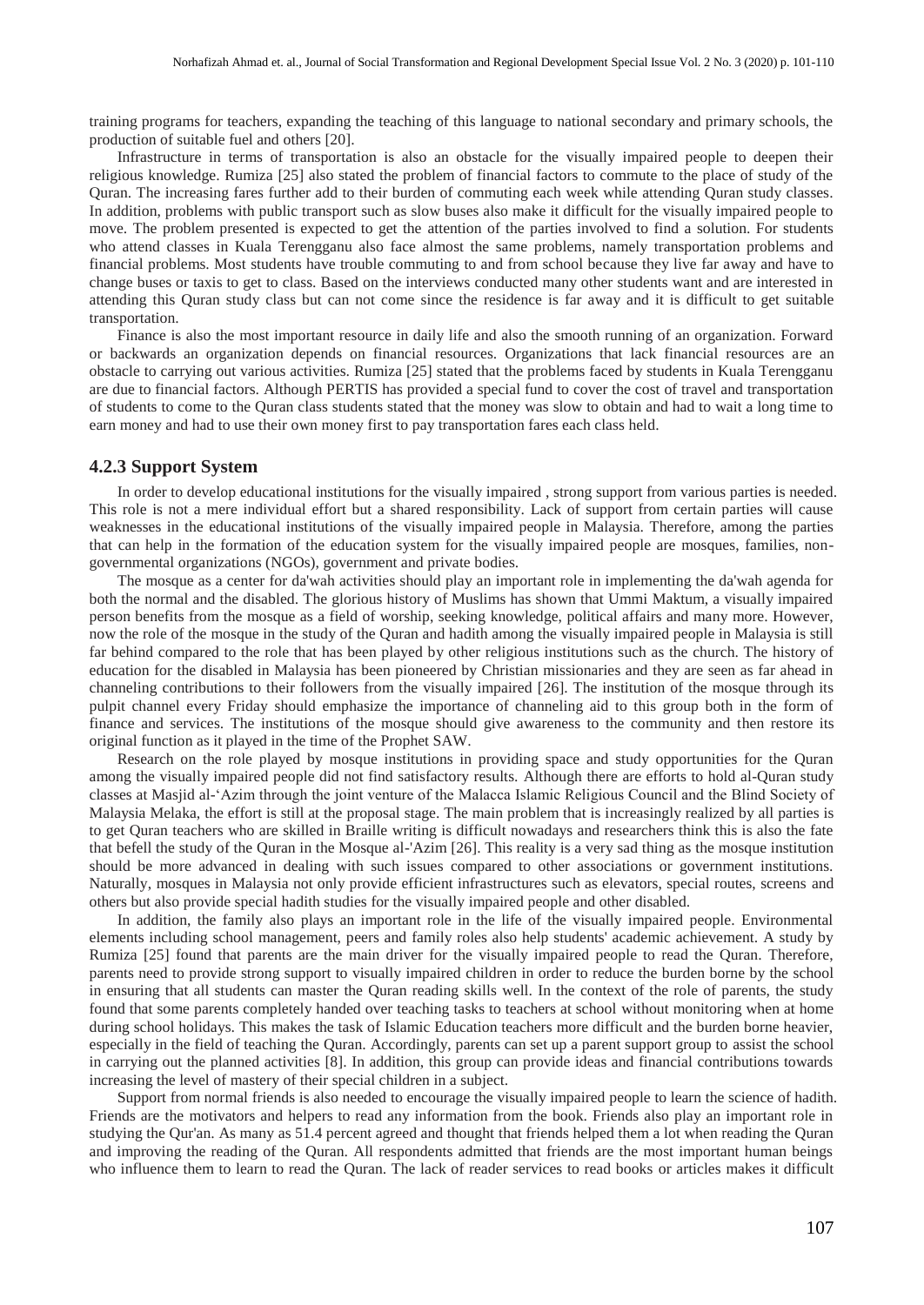training programs for teachers, expanding the teaching of this language to national secondary and primary schools, the production of suitable fuel and others [20].

Infrastructure in terms of transportation is also an obstacle for the visually impaired people to deepen their religious knowledge. Rumiza [25] also stated the problem of financial factors to commute to the place of study of the Quran. The increasing fares further add to their burden of commuting each week while attending Quran study classes. In addition, problems with public transport such as slow buses also make it difficult for the visually impaired people to move. The problem presented is expected to get the attention of the parties involved to find a solution. For students who attend classes in Kuala Terengganu also face almost the same problems, namely transportation problems and financial problems. Most students have trouble commuting to and from school because they live far away and have to change buses or taxis to get to class. Based on the interviews conducted many other students want and are interested in attending this Quran study class but can not come since the residence is far away and it is difficult to get suitable transportation.

Finance is also the most important resource in daily life and also the smooth running of an organization. Forward or backwards an organization depends on financial resources. Organizations that lack financial resources are an obstacle to carrying out various activities. Rumiza [25] stated that the problems faced by students in Kuala Terengganu are due to financial factors. Although PERTIS has provided a special fund to cover the cost of travel and transportation of students to come to the Quran class students stated that the money was slow to obtain and had to wait a long time to earn money and had to use their own money first to pay transportation fares each class held.

### 4.2.3 Support System

In order to develop educational institutions for the visually impaired , strong support from various parties is needed. This role is not a mere individual effort but a shared responsibility. Lack of support from certain parties will cause weaknesses in the educational institutions of the visually impaired people in Malaysia. Therefore, among the parties that can help in the formation of the education system for the visually impaired people are mosques, families, non-governmental organizations (NGOs), government and private bodies.

The mosque as a center for da'wah activities should play an important role in implementing the da'wah agenda for both the normal and the disabled. The glorious history of Muslims has shown that Ummi Maktum, a visually impaired person benefits from the mosque as a field of worship, seeking knowledge, political affairs and many more. However, now the role of the mosque in the study of the Quran and hadith among the visually impaired people in Malaysia is still far behind compared to the role that has been played by other religious institutions such as the church. The history of education for the disabled in Malaysia has been pioneered by Christian missionaries and they are seen as far ahead in channeling contributions to their followers from the visually impaired [26]. The institution of the mosque through its pulpit channel every Friday should emphasize the importance of channeling aid to this group both in the form of finance and services. The institutions of the mosque should give awareness to the community and then restore its original function as it played in the time of the Prophet SAW.

Research on the role played by mosque institutions in providing space and study opportunities for the Quran among the visually impaired people did not find satisfactory results. Although there are efforts to hold al-Quran study classes at Masjid al-'Azim through the joint venture of the Malacca Islamic Religious Council and the Blind Society of Malaysia Melaka, the effort is still at the proposal stage. The main problem that is increasingly realized by all parties is to get Quran teachers who are skilled in Braille writing is difficult nowadays and researchers think this is also the fate that befell the study of the Quran in the Mosque al-'Azim [26]. This reality is a very sad thing as the mosque institution should be more advanced in dealing with such issues compared to other associations or government institutions. Naturally, mosques in Malaysia not only provide efficient infrastructures such as elevators, special routes, screens and others but also provide special hadith studies for the visually impaired people and other disabled.

In addition, the family also plays an important role in the life of the visually impaired people. Environmental elements including school management, peers and family roles also help students' academic achievement. A study by Rumiza [25] found that parents are the main driver for the visually impaired people to read the Quran. Therefore, parents need to provide strong support to visually impaired children in order to reduce the burden borne by the school in ensuring that all students can master the Quran reading skills well. In the context of the role of parents, the study found that some parents completely handed over teaching tasks to teachers at school without monitoring when at home during school holidays. This makes the task of Islamic Education teachers more difficult and the burden borne heavier, especially in the field of teaching the Quran. Accordingly, parents can set up a parent support group to assist the school in carrying out the planned activities [8]. In addition, this group can provide ideas and financial contributions towards increasing the level of mastery of their special children in a subject.

Support from normal friends is also needed to encourage the visually impaired people to learn the science of hadith. Friends are the motivators and helpers to read any information from the book. Friends also play an important role in studying the Qur'an. As many as 51.4 percent agreed and thought that friends helped them a lot when reading the Quran and improving the reading of the Quran. All respondents admitted that friends are the most important human beings who influence them to learn to read the Quran. The lack of reader services to read books or articles makes it difficult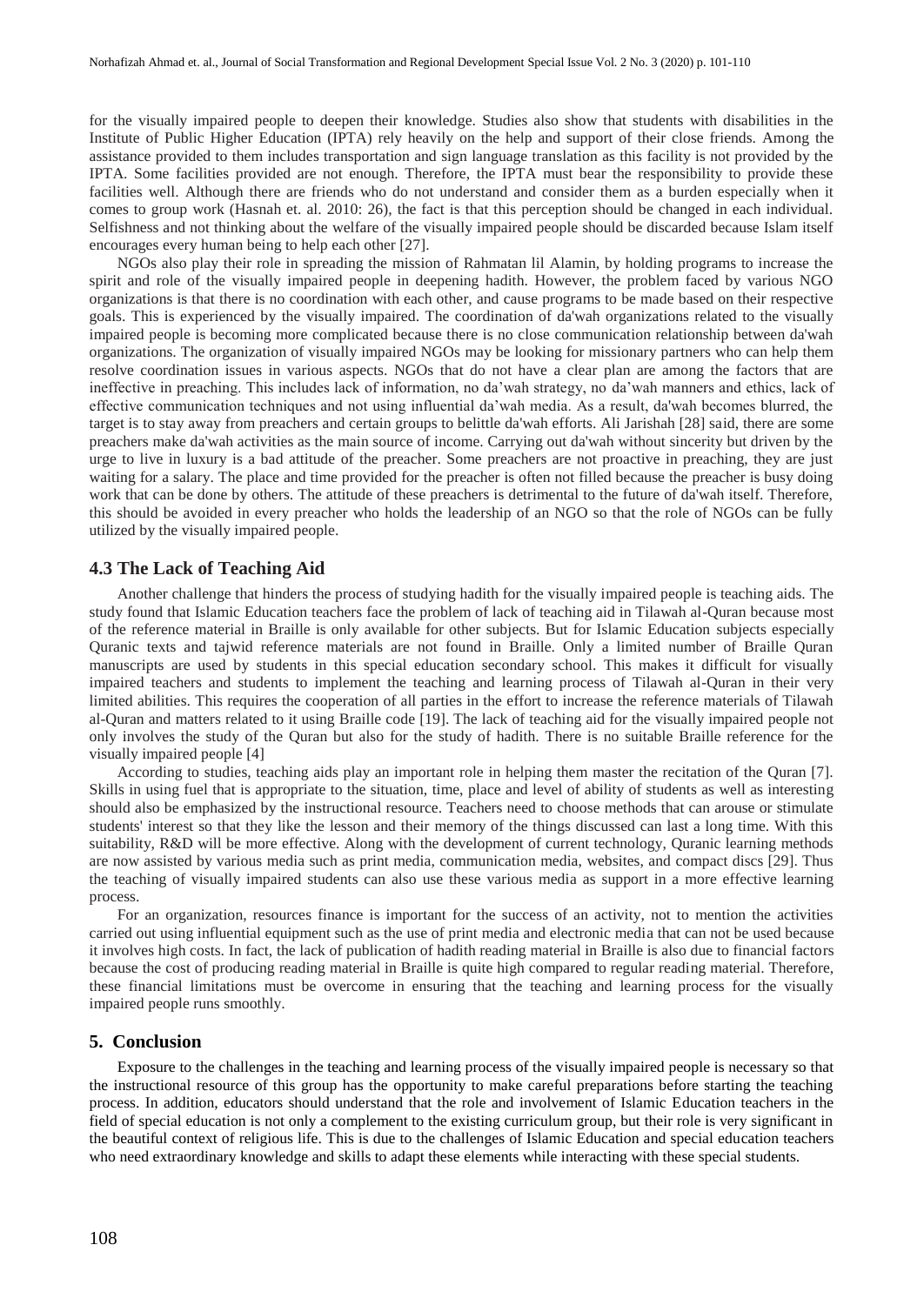for the visually impaired people to deepen their knowledge. Studies also show that students with disabilities in the Institute of Public Higher Education (IPTA) rely heavily on the help and support of their close friends. Among the assistance provided to them includes transportation and sign language translation as this facility is not provided by the IPTA. Some facilities provided are not enough. Therefore, the IPTA must bear the responsibility to provide these facilities well. Although there are friends who do not understand and consider them as a burden especially when it comes to group work (Hasnah et. al. 2010: 26), the fact is that this perception should be changed in each individual. Selfishness and not thinking about the welfare of the visually impaired people should be discarded because Islam itself encourages every human being to help each other [27].

NGOs also play their role in spreading the mission of Rahmatan lil Alamin, by holding programs to increase the spirit and role of the visually impaired people in deepening hadith. However, the problem faced by various NGO organizations is that there is no coordination with each other, and cause programs to be made based on their respective goals. This is experienced by the visually impaired. The coordination of da'wah organizations related to the visually impaired people is becoming more complicated because there is no close communication relationship between da'wah organizations. The organization of visually impaired NGOs may be looking for missionary partners who can help them resolve coordination issues in various aspects. NGOs that do not have a clear plan are among the factors that are ineffective in preaching. This includes lack of information, no da'wah strategy, no da'wah manners and ethics, lack of effective communication techniques and not using influential da'wah media. As a result, da'wah becomes blurred, the target is to stay away from preachers and certain groups to belittle da'wah efforts. Ali Jarishah [28] said, there are some preachers make da'wah activities as the main source of income. Carrying out da'wah without sincerity but driven by the urge to live in luxury is a bad attitude of the preacher. Some preachers are not proactive in preaching, they are just waiting for a salary. The place and time provided for the preacher is often not filled because the preacher is busy doing work that can be done by others. The attitude of these preachers is detrimental to the future of da'wah itself. Therefore, this should be avoided in every preacher who holds the leadership of an NGO so that the role of NGOs can be fully utilized by the visually impaired people.

### 4.3 The Lack of Teaching Aid

Another challenge that hinders the process of studying hadith for the visually impaired people is teaching aids. The study found that Islamic Education teachers face the problem of lack of teaching aid in Tilawah al-Quran because most of the reference material in Braille is only available for other subjects. But for Islamic Education subjects especially Quranic texts and tajwid reference materials are not found in Braille. Only a limited number of Braille Quran manuscripts are used by students in this special education secondary school. This makes it difficult for visually impaired teachers and students to implement the teaching and learning process of Tilawah al-Quran in their very limited abilities. This requires the cooperation of all parties in the effort to increase the reference materials of Tilawah al-Quran and matters related to it using Braille code [19]. The lack of teaching aid for the visually impaired people not only involves the study of the Quran but also for the study of hadith. There is no suitable Braille reference for the visually impaired people [4]

According to studies, teaching aids play an important role in helping them master the recitation of the Quran [7]. Skills in using fuel that is appropriate to the situation, time, place and level of ability of students as well as interesting should also be emphasized by the instructional resource. Teachers need to choose methods that can arouse or stimulate students' interest so that they like the lesson and their memory of the things discussed can last a long time. With this suitability, R&D will be more effective. Along with the development of current technology, Quranic learning methods are now assisted by various media such as print media, communication media, websites, and compact discs [29]. Thus the teaching of visually impaired students can also use these various media as support in a more effective learning process.

For an organization, resources finance is important for the success of an activity, not to mention the activities carried out using influential equipment such as the use of print media and electronic media that can not be used because it involves high costs. In fact, the lack of publication of hadith reading material in Braille is also due to financial factors because the cost of producing reading material in Braille is quite high compared to regular reading material. Therefore, these financial limitations must be overcome in ensuring that the teaching and learning process for the visually impaired people runs smoothly.

## 5. Conclusion

Exposure to the challenges in the teaching and learning process of the visually impaired people is necessary so that the instructional resource of this group has the opportunity to make careful preparations before starting the teaching process. In addition, educators should understand that the role and involvement of Islamic Education teachers in the field of special education is not only a complement to the existing curriculum group, but their role is very significant in the beautiful context of religious life. This is due to the challenges of Islamic Education and special education teachers who need extraordinary knowledge and skills to adapt these elements while interacting with these special students.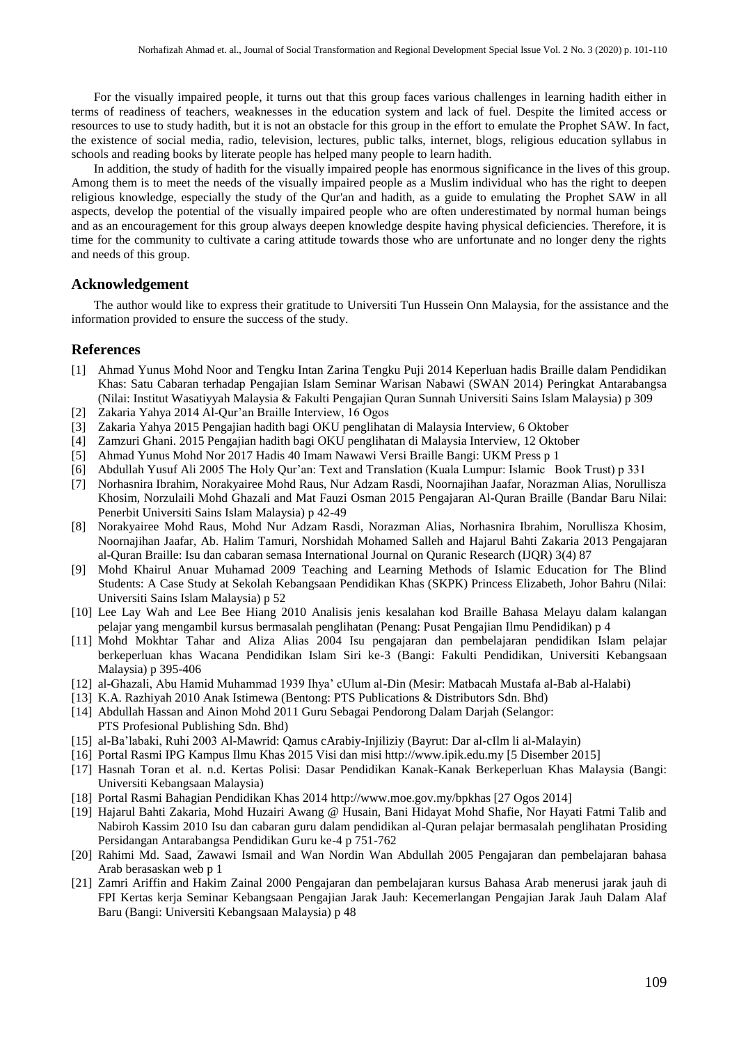For the visually impaired people, it turns out that this group faces various challenges in learning hadith either in terms of readiness of teachers, weaknesses in the education system and lack of fuel. Despite the limited access or resources to use to study hadith, but it is not an obstacle for this group in the effort to emulate the Prophet SAW. In fact, the existence of social media, radio, television, lectures, public talks, internet, blogs, religious education syllabus in schools and reading books by literate people has helped many people to learn hadith.

In addition, the study of hadith for the visually impaired people has enormous significance in the lives of this group. Among them is to meet the needs of the visually impaired people as a Muslim individual who has the right to deepen religious knowledge, especially the study of the Qur'an and hadith, as a guide to emulating the Prophet SAW in all aspects, develop the potential of the visually impaired people who are often underestimated by normal human beings and as an encouragement for this group always deepen knowledge despite having physical deficiencies. Therefore, it is time for the community to cultivate a caring attitude towards those who are unfortunate and no longer deny the rights and needs of this group.

## Acknowledgement

The author would like to express their gratitude to Universiti Tun Hussein Onn Malaysia, for the assistance and the information provided to ensure the success of the study.

## References

[1] Ahmad Yunus Mohd Noor and Tengku Intan Zarina Tengku Puji 2014 Keperluan hadis Braille dalam Pendidikan Khas: Satu Cabaran terhadap Pengajian Islam Seminar Warisan Nabawi (SWAN 2014) Peringkat Antarabangsa (Nilai: Institut Wasatiyyah Malaysia & Fakulti Pengajian Quran Sunnah Universiti Sains Islam Malaysia) p 309

[2] Zakaria Yahya 2014 Al-Qur'an Braille Interview, 16 Ogos

[3] Zakaria Yahya 2015 Pengajian hadith bagi OKU penglihatan di Malaysia Interview, 6 Oktober

[4] Zamzuri Ghani. 2015 Pengajian hadith bagi OKU penglihatan di Malaysia Interview, 12 Oktober

[5] Ahmad Yunus Mohd Nor 2017 Hadis 40 Imam Nawawi Versi Braille Bangi: UKM Press p 1

[6] Abdullah Yusuf Ali 2005 The Holy Qur'an: Text and Translation (Kuala Lumpur: Islamic Book Trust) p 331

[7] Norhasnira Ibrahim, Norakyairee Mohd Raus, Nur Adzam Rasdi, Noornajihan Jaafar, Norazman Alias, Norullisza Khosim, Norzulaili Mohd Ghazali and Mat Fauzi Osman 2015 Pengajaran Al-Quran Braille (Bandar Baru Nilai: Penerbit Universiti Sains Islam Malaysia) p 42-49

[8] Norakyairee Mohd Raus, Mohd Nur Adzam Rasdi, Norazman Alias, Norhasnira Ibrahim, Norullisza Khosim, Noornajihan Jaafar, Ab. Halim Tamuri, Norshidah Mohamed Salleh and Hajarul Bahti Zakaria 2013 Pengajaran al-Quran Braille: Isu dan cabaran semasa International Journal on Quranic Research (IJQR) 3(4) 87

[9] Mohd Khairul Anuar Muhamad 2009 Teaching and Learning Methods of Islamic Education for The Blind Students: A Case Study at Sekolah Kebangsaan Pendidikan Khas (SKPK) Princess Elizabeth, Johor Bahru (Nilai: Universiti Sains Islam Malaysia) p 52

[10] Lee Lay Wah and Lee Bee Hiang 2010 Analisis jenis kesalahan kod Braille Bahasa Melayu dalam kalangan pelajar yang mengambil kursus bermasalah penglihatan (Penang: Pusat Pengajian Ilmu Pendidikan) p 4

[11] Mohd Mokhtar Tahar and Aliza Alias 2004 Isu pengajaran dan pembelajaran pendidikan Islam pelajar berkeperluan khas Wacana Pendidikan Islam Siri ke-3 (Bangi: Fakulti Pendidikan, Universiti Kebangsaan Malaysia) p 395-406

[12] al-Ghazali, Abu Hamid Muhammad 1939 Ihya' cUlum al-Din (Mesir: Matbacah Mustafa al-Bab al-Halabi)

[13] K.A. Razhiyah 2010 Anak Istimewa (Bentong: PTS Publications & Distributors Sdn. Bhd)

[14] Abdullah Hassan and Ainon Mohd 2011 Guru Sebagai Pendorong Dalam Darjah (Selangor: PTS Profesional Publishing Sdn. Bhd)

[15] al-Ba'labaki, Ruhi 2003 Al-Mawrid: Qamus cArabiy-Injiliziy (Bayrut: Dar al-cIlm li al-Malayin)

[16] Portal Rasmi IPG Kampus Ilmu Khas 2015 Visi dan misi http://www.ipik.edu.my [5 Disember 2015]

[17] Hasnah Toran et al. n.d. Kertas Polisi: Dasar Pendidikan Kanak-Kanak Berkeperluan Khas Malaysia (Bangi: Universiti Kebangsaan Malaysia)

[18] Portal Rasmi Bahagian Pendidikan Khas 2014 http://www.moe.gov.my/bpkhas [27 Ogos 2014]

[19] Hajarul Bahti Zakaria, Mohd Huzairi Awang @ Husain, Bani Hidayat Mohd Shafie, Nor Hayati Fatmi Talib and Nabiroh Kassim 2010 Isu dan cabaran guru dalam pendidikan al-Quran pelajar bermasalah penglihatan Prosiding Persidangan Antarabangsa Pendidikan Guru ke-4 p 751-762

[20] Rahimi Md. Saad, Zawawi Ismail and Wan Nordin Wan Abdullah 2005 Pengajaran dan pembelajaran bahasa Arab berasaskan web p 1

[21] Zamri Ariffin and Hakim Zainal 2000 Pengajaran dan pembelajaran kursus Bahasa Arab menerusi jarak jauh di FPI Kertas kerja Seminar Kebangsaan Pengajian Jarak Jauh: Kecemerlangan Pengajian Jarak Jauh Dalam Alaf Baru (Bangi: Universiti Kebangsaan Malaysia) p 48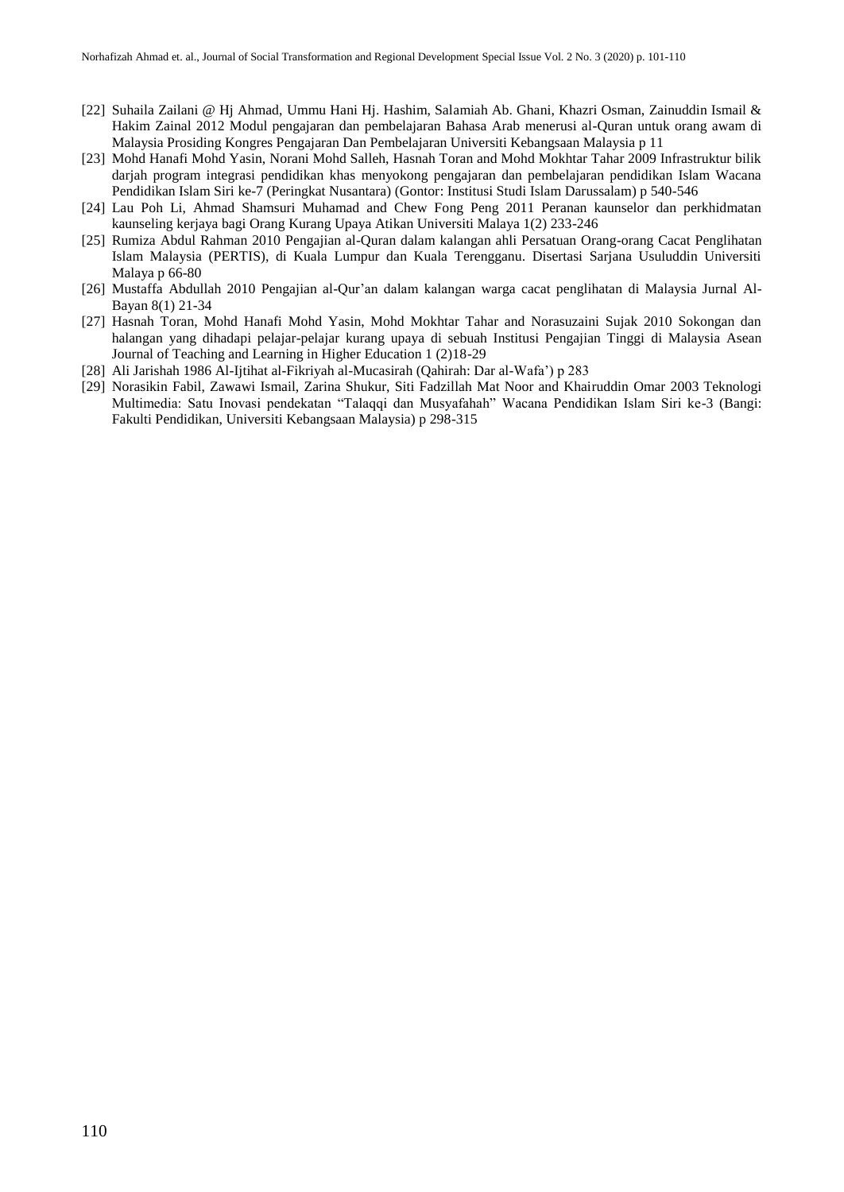[22] Suhaila Zailani @ Hj Ahmad, Ummu Hani Hj. Hashim, Salamiah Ab. Ghani, Khazri Osman, Zainuddin Ismail & Hakim Zainal 2012 Modul pengajaran dan pembelajaran Bahasa Arab menerusi al-Quran untuk orang awam di Malaysia Prosiding Kongres Pengajaran Dan Pembelajaran Universiti Kebangsaan Malaysia p 11

[23] Mohd Hanafi Mohd Yasin, Norani Mohd Salleh, Hasnah Toran and Mohd Mokhtar Tahar 2009 Infrastruktur bilik darjah program integrasi pendidikan khas menyokong pengajaran dan pembelajaran pendidikan Islam Wacana Pendidikan Islam Siri ke-7 (Peringkat Nusantara) (Gontor: Institusi Studi Islam Darussalam) p 540-546

[24] Lau Poh Li, Ahmad Shamsuri Muhamad and Chew Fong Peng 2011 Peranan kaunselor dan perkhidmatan kaunseling kerjaya bagi Orang Kurang Upaya Atikan Universiti Malaya 1(2) 233-246

[25] Rumiza Abdul Rahman 2010 Pengajian al-Quran dalam kalangan ahli Persatuan Orang-orang Cacat Penglihatan Islam Malaysia (PERTIS), di Kuala Lumpur dan Kuala Terengganu. Disertasi Sarjana Usuluddin Universiti Malaya p 66-80

[26] Mustaffa Abdullah 2010 Pengajian al-Qur'an dalam kalangan warga cacat penglihatan di Malaysia Jurnal Al-Bayan 8(1) 21-34

[27] Hasnah Toran, Mohd Hanafi Mohd Yasin, Mohd Mokhtar Tahar and Norasuzaini Sujak 2010 Sokongan dan halangan yang dihadapi pelajar-pelajar kurang upaya di sebuah Institusi Pengajian Tinggi di Malaysia Asean Journal of Teaching and Learning in Higher Education 1 (2)18-29

[28] Ali Jarishah 1986 Al-Ijtihat al-Fikriyah al-Mucasirah (Qahirah: Dar al-Wafa') p 283

[29] Norasikin Fabil, Zawawi Ismail, Zarina Shukur, Siti Fadzillah Mat Noor and Khairuddin Omar 2003 Teknologi Multimedia: Satu Inovasi pendekatan "Talaqqi dan Musyafahah" Wacana Pendidikan Islam Siri ke-3 (Bangi: Fakulti Pendidikan, Universiti Kebangsaan Malaysia) p 298-315